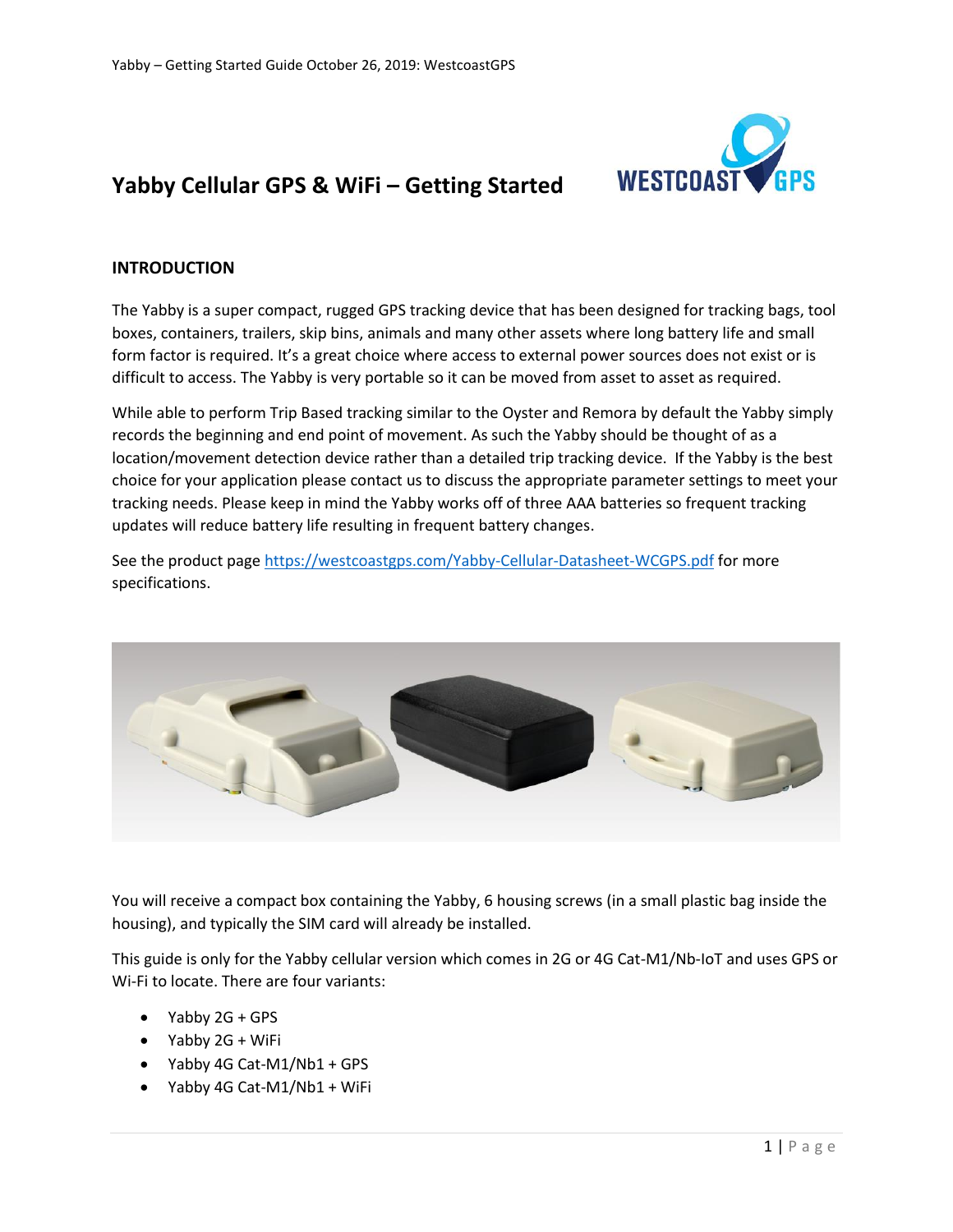# Yabby Cellular GPS & WiFi – Getting Started

## INTRODUCTION

The Yabby is a super compact, rugged GPS tracking device that has been designed for tracking bags, tool boxes, containers, trailers, skip bins, animals and many other assets where long battery life and small form factor is required. It's a great choice where access to external power sources does not exist or is difficult to access. The Yabby is very portable so it can be moved from asset to asset as required.

While able to perform Trip Based tracking similar to the Oyster and Remora by default the Yabby simply records the beginning and end point of movement. As such the Yabby should be thought of as a location/movement detection device rather than a detailed trip tracking device. If the Yabby is the best choice for your application please contact us to discuss the appropriate parameter settings to meet your tracking needs. Please keep in mind the Yabby works off of three AAA batteries so frequent tracking updates will reduce battery life resulting in frequent battery changes.

See the product page https://westcoastgps.com/Yabby-Cellular-Datasheet-WCGPS.pdf for more specifications.

You will receive a compact box containing the Yabby, 6 housing screws (in a small plastic bag inside the housing), and typically the SIM card will already be installed.

This guide is only for the Yabby cellular version which comes in 2G or 4G Cat-M1/Nb-IoT and uses GPS or Wi-Fi to locate. There are four variants:

- Yabby 2G + GPS
- Yabby 2G + WiFi
- Yabby 4G Cat-M1/Nb1 + GPS
- Yabby 4G Cat-M1/Nb1 + WiFi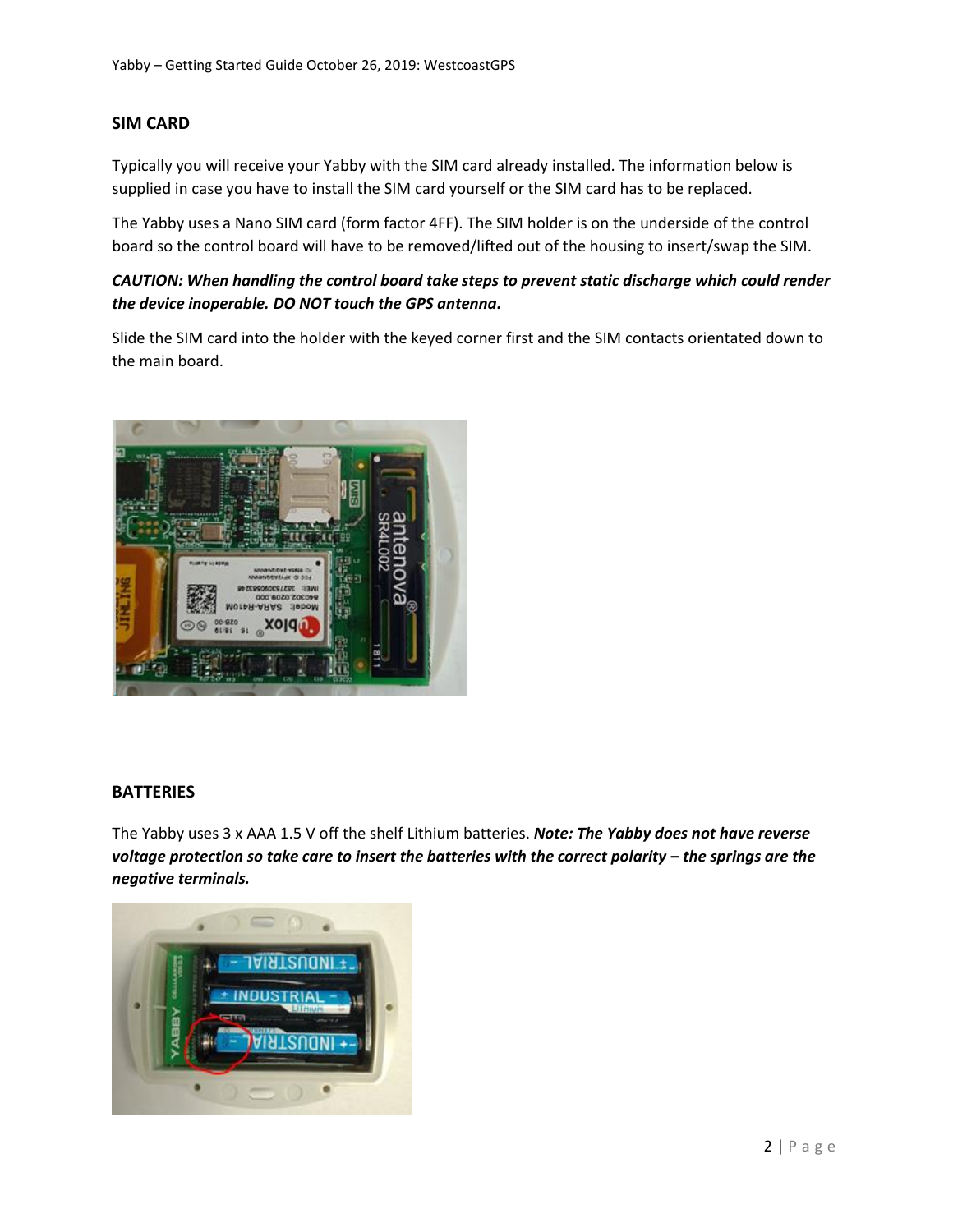## SIM CARD

Typically you will receive your Yabby with the SIM card already installed. The information below is supplied in case you have to install the SIM card yourself or the SIM card has to be replaced.

The Yabby uses a Nano SIM card (form factor 4FF). The SIM holder is on the underside of the control board so the control board will have to be removed/lifted out of the housing to insert/swap the SIM.

***CAUTION: When handling the control board take steps to prevent static discharge which could render the device inoperable. DO NOT touch the GPS antenna.***

Slide the SIM card into the holder with the keyed corner first and the SIM contacts orientated down to the main board.

## BATTERIES

The Yabby uses 3 x AAA 1.5 V off the shelf Lithium batteries. ***Note: The Yabby does not have reverse voltage protection so take care to insert the batteries with the correct polarity – the springs are the negative terminals.***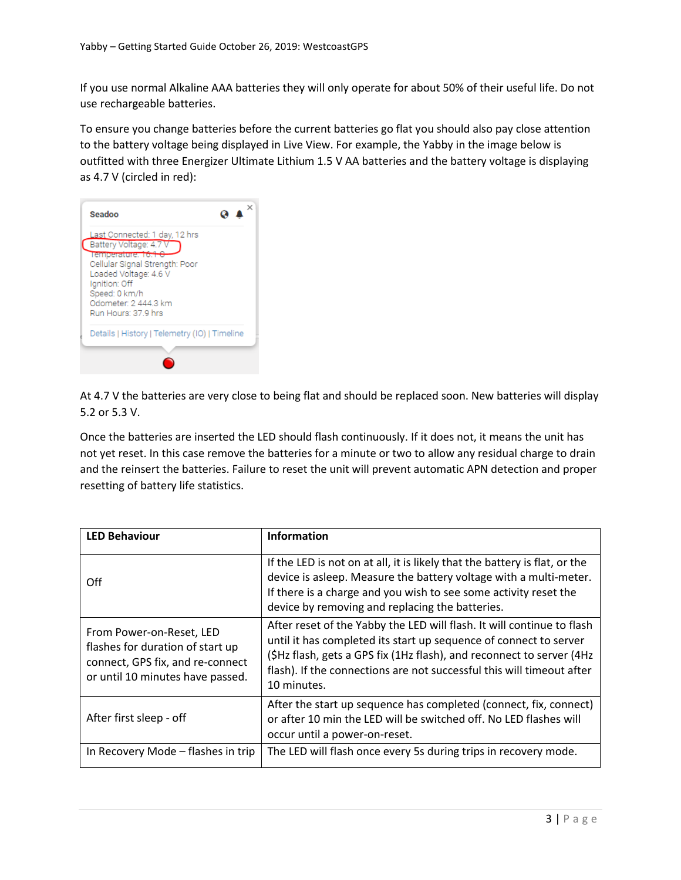If you use normal Alkaline AAA batteries they will only operate for about 50% of their useful life. Do not use rechargeable batteries.

To ensure you change batteries before the current batteries go flat you should also pay close attention to the battery voltage being displayed in Live View. For example, the Yabby in the image below is outfitted with three Energizer Ultimate Lithium 1.5 V AA batteries and the battery voltage is displaying as 4.7 V (circled in red):

At 4.7 V the batteries are very close to being flat and should be replaced soon. New batteries will display 5.2 or 5.3 V.

Once the batteries are inserted the LED should flash continuously. If it does not, it means the unit has not yet reset. In this case remove the batteries for a minute or two to allow any residual charge to drain and the reinsert the batteries. Failure to reset the unit will prevent automatic APN detection and proper resetting of battery life statistics.

| LED Behaviour | Information |
|---|---|
| Off | If the LED is not on at all, it is likely that the battery is flat, or the device is asleep. Measure the battery voltage with a multi-meter. If there is a charge and you wish to see some activity reset the device by removing and replacing the batteries. |
| From Power-on-Reset, LED flashes for duration of start up connect, GPS fix, and re-connect or until 10 minutes have passed. | After reset of the Yabby the LED will flash. It will continue to flash until it has completed its start up sequence of connect to server ($Hz flash, gets a GPS fix (1Hz flash), and reconnect to server (4Hz flash). If the connections are not successful this will timeout after 10 minutes. |
| After first sleep - off | After the start up sequence has completed (connect, fix, connect) or after 10 min the LED will be switched off. No LED flashes will occur until a power-on-reset. |
| In Recovery Mode – flashes in trip | The LED will flash once every 5s during trips in recovery mode. |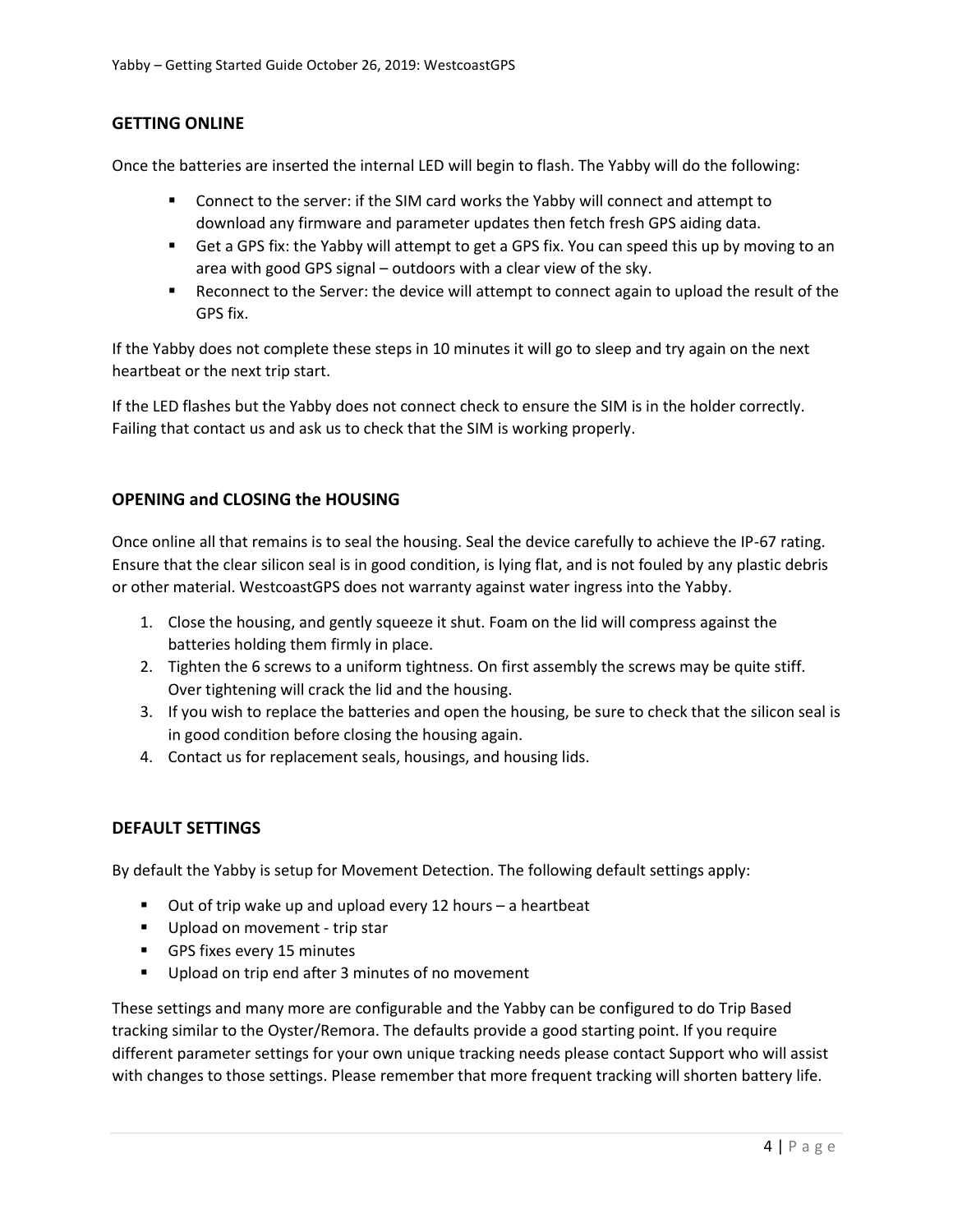## GETTING ONLINE

Once the batteries are inserted the internal LED will begin to flash. The Yabby will do the following:

- Connect to the server: if the SIM card works the Yabby will connect and attempt to download any firmware and parameter updates then fetch fresh GPS aiding data.
- Get a GPS fix: the Yabby will attempt to get a GPS fix. You can speed this up by moving to an area with good GPS signal – outdoors with a clear view of the sky.
- Reconnect to the Server: the device will attempt to connect again to upload the result of the GPS fix.

If the Yabby does not complete these steps in 10 minutes it will go to sleep and try again on the next heartbeat or the next trip start.

If the LED flashes but the Yabby does not connect check to ensure the SIM is in the holder correctly. Failing that contact us and ask us to check that the SIM is working properly.

## OPENING and CLOSING the HOUSING

Once online all that remains is to seal the housing. Seal the device carefully to achieve the IP-67 rating. Ensure that the clear silicon seal is in good condition, is lying flat, and is not fouled by any plastic debris or other material. WestcoastGPS does not warranty against water ingress into the Yabby.

1. Close the housing, and gently squeeze it shut. Foam on the lid will compress against the batteries holding them firmly in place.
2. Tighten the 6 screws to a uniform tightness. On first assembly the screws may be quite stiff. Over tightening will crack the lid and the housing.
3. If you wish to replace the batteries and open the housing, be sure to check that the silicon seal is in good condition before closing the housing again.
4. Contact us for replacement seals, housings, and housing lids.

## DEFAULT SETTINGS

By default the Yabby is setup for Movement Detection. The following default settings apply:

- Out of trip wake up and upload every 12 hours – a heartbeat
- Upload on movement - trip star
- GPS fixes every 15 minutes
- Upload on trip end after 3 minutes of no movement

These settings and many more are configurable and the Yabby can be configured to do Trip Based tracking similar to the Oyster/Remora. The defaults provide a good starting point. If you require different parameter settings for your own unique tracking needs please contact Support who will assist with changes to those settings. Please remember that more frequent tracking will shorten battery life.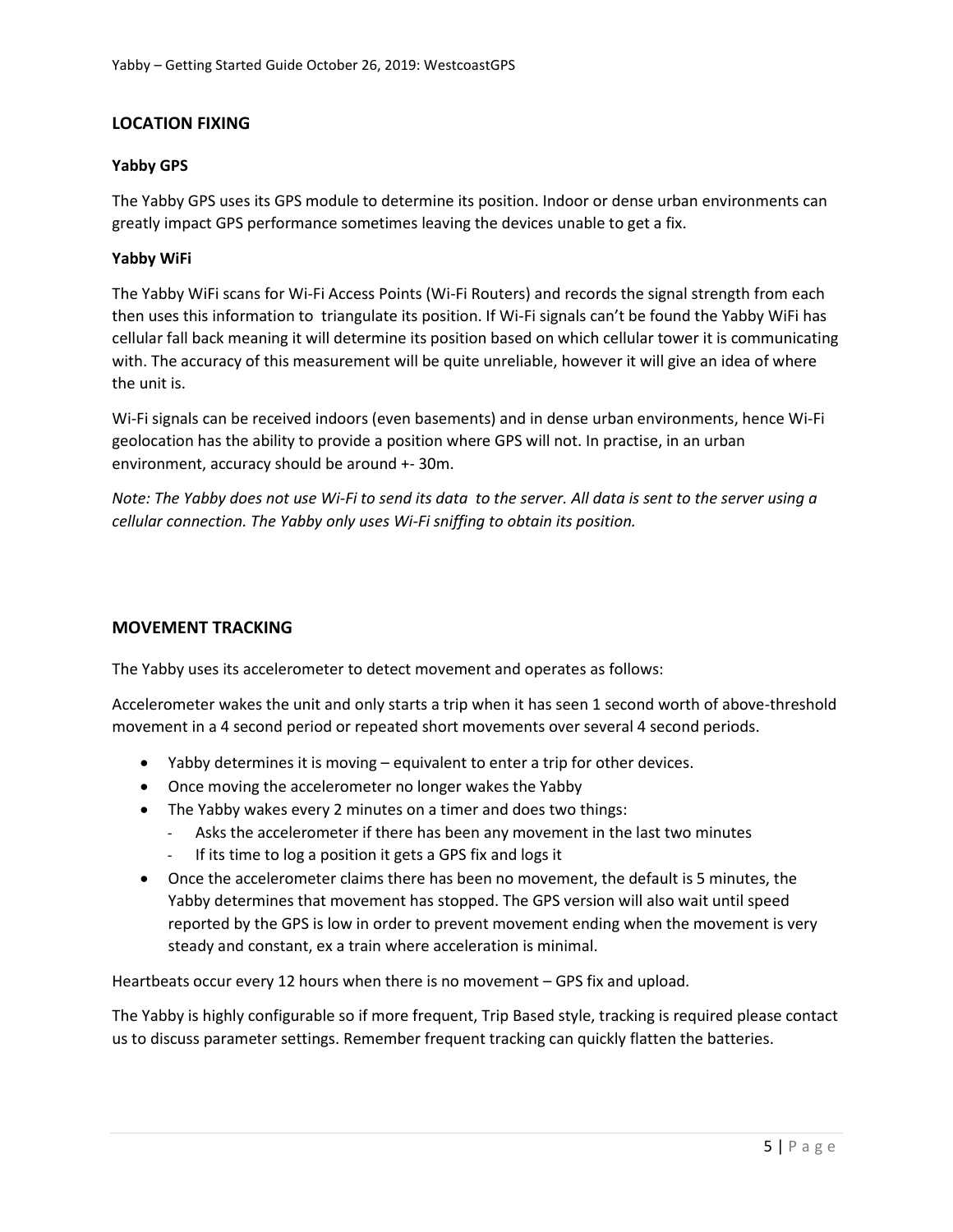## LOCATION FIXING

### Yabby GPS

The Yabby GPS uses its GPS module to determine its position. Indoor or dense urban environments can greatly impact GPS performance sometimes leaving the devices unable to get a fix.

### Yabby WiFi

The Yabby WiFi scans for Wi-Fi Access Points (Wi-Fi Routers) and records the signal strength from each then uses this information to triangulate its position. If Wi-Fi signals can't be found the Yabby WiFi has cellular fall back meaning it will determine its position based on which cellular tower it is communicating with. The accuracy of this measurement will be quite unreliable, however it will give an idea of where the unit is.

Wi-Fi signals can be received indoors (even basements) and in dense urban environments, hence Wi-Fi geolocation has the ability to provide a position where GPS will not. In practise, in an urban environment, accuracy should be around +- 30m.

*Note: The Yabby does not use Wi-Fi to send its data to the server. All data is sent to the server using a cellular connection. The Yabby only uses Wi-Fi sniffing to obtain its position.*

## MOVEMENT TRACKING

The Yabby uses its accelerometer to detect movement and operates as follows:

Accelerometer wakes the unit and only starts a trip when it has seen 1 second worth of above-threshold movement in a 4 second period or repeated short movements over several 4 second periods.

- Yabby determines it is moving – equivalent to enter a trip for other devices.
- Once moving the accelerometer no longer wakes the Yabby
- The Yabby wakes every 2 minutes on a timer and does two things:
  - Asks the accelerometer if there has been any movement in the last two minutes
  - If its time to log a position it gets a GPS fix and logs it
- Once the accelerometer claims there has been no movement, the default is 5 minutes, the Yabby determines that movement has stopped. The GPS version will also wait until speed reported by the GPS is low in order to prevent movement ending when the movement is very steady and constant, ex a train where acceleration is minimal.

Heartbeats occur every 12 hours when there is no movement – GPS fix and upload.

The Yabby is highly configurable so if more frequent, Trip Based style, tracking is required please contact us to discuss parameter settings. Remember frequent tracking can quickly flatten the batteries.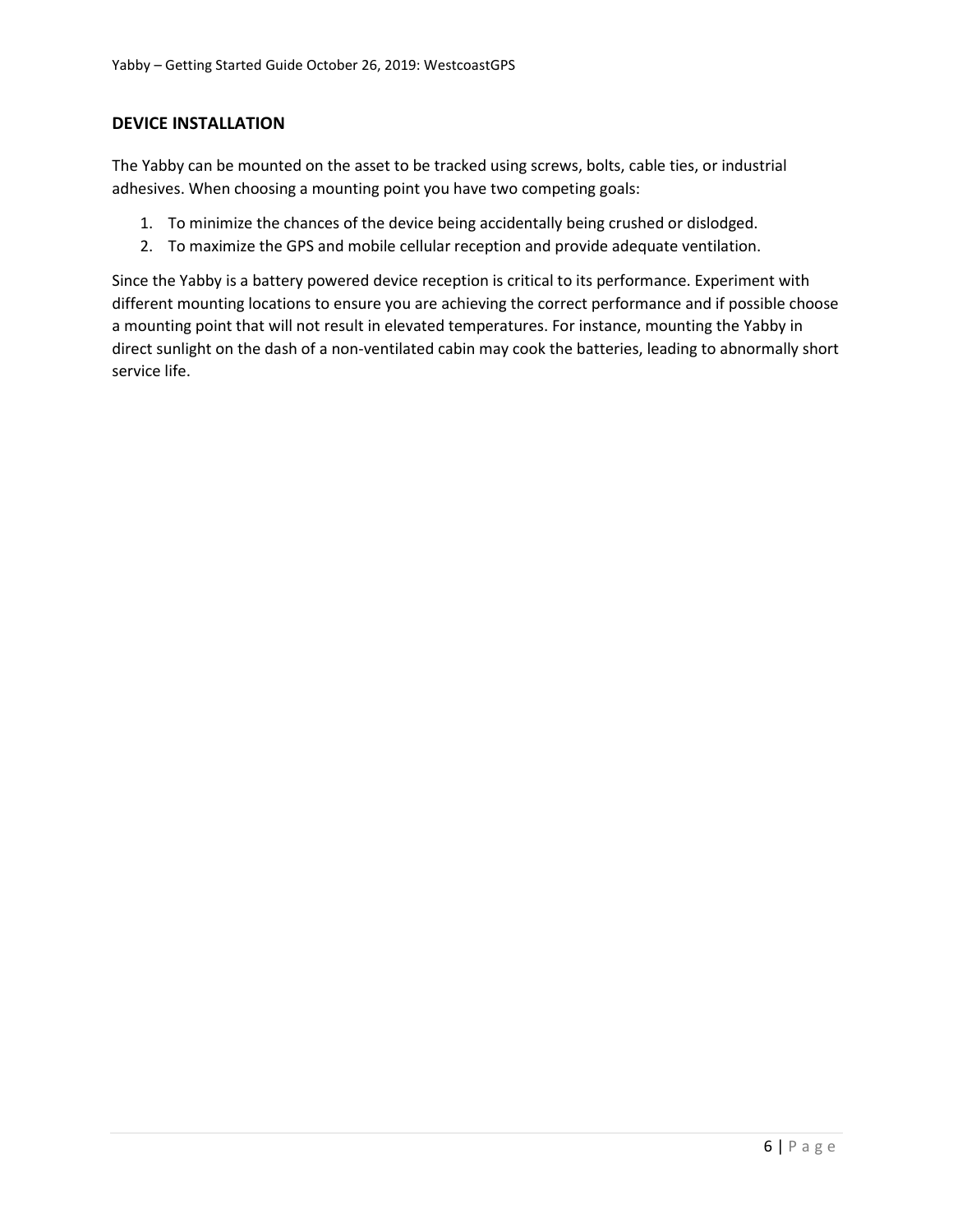## DEVICE INSTALLATION

The Yabby can be mounted on the asset to be tracked using screws, bolts, cable ties, or industrial adhesives. When choosing a mounting point you have two competing goals:

1. To minimize the chances of the device being accidentally being crushed or dislodged.
2. To maximize the GPS and mobile cellular reception and provide adequate ventilation.

Since the Yabby is a battery powered device reception is critical to its performance. Experiment with different mounting locations to ensure you are achieving the correct performance and if possible choose a mounting point that will not result in elevated temperatures. For instance, mounting the Yabby in direct sunlight on the dash of a non-ventilated cabin may cook the batteries, leading to abnormally short service life.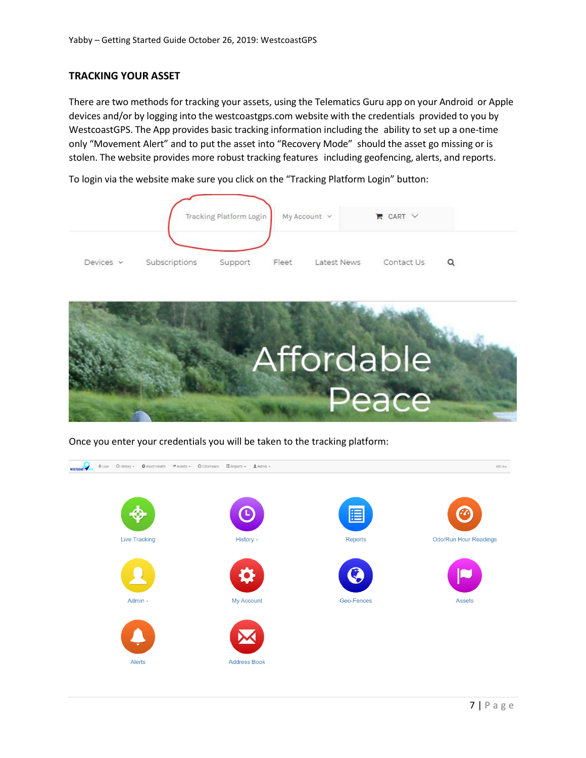## TRACKING YOUR ASSET

There are two methods for tracking your assets, using the Telematics Guru app on your Android or Apple devices and/or by logging into the westcoastgps.com website with the credentials provided to you by WestcoastGPS. The App provides basic tracking information including the ability to set up a one-time only "Movement Alert" and to put the asset into "Recovery Mode" should the asset go missing or is stolen. The website provides more robust tracking features including geofencing, alerts, and reports.

To login via the website make sure you click on the "Tracking Platform Login" button:

Once you enter your credentials you will be taken to the tracking platform: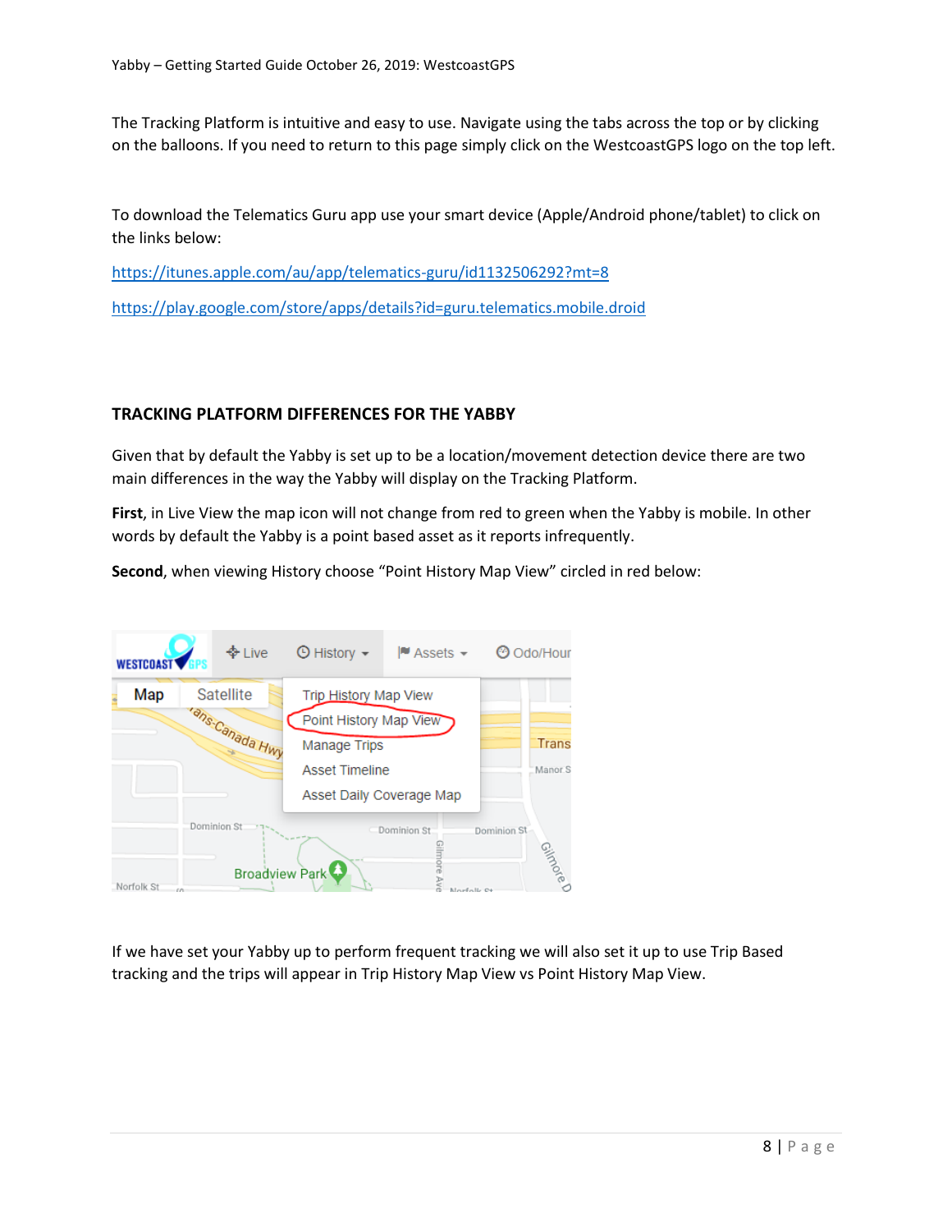The Tracking Platform is intuitive and easy to use. Navigate using the tabs across the top or by clicking on the balloons. If you need to return to this page simply click on the WestcoastGPS logo on the top left.

To download the Telematics Guru app use your smart device (Apple/Android phone/tablet) to click on the links below:

https://itunes.apple.com/au/app/telematics-guru/id1132506292?mt=8

https://play.google.com/store/apps/details?id=guru.telematics.mobile.droid

## TRACKING PLATFORM DIFFERENCES FOR THE YABBY

Given that by default the Yabby is set up to be a location/movement detection device there are two main differences in the way the Yabby will display on the Tracking Platform.

**First**, in Live View the map icon will not change from red to green when the Yabby is mobile. In other words by default the Yabby is a point based asset as it reports infrequently.

**Second**, when viewing History choose "Point History Map View" circled in red below:

If we have set your Yabby up to perform frequent tracking we will also set it up to use Trip Based tracking and the trips will appear in Trip History Map View vs Point History Map View.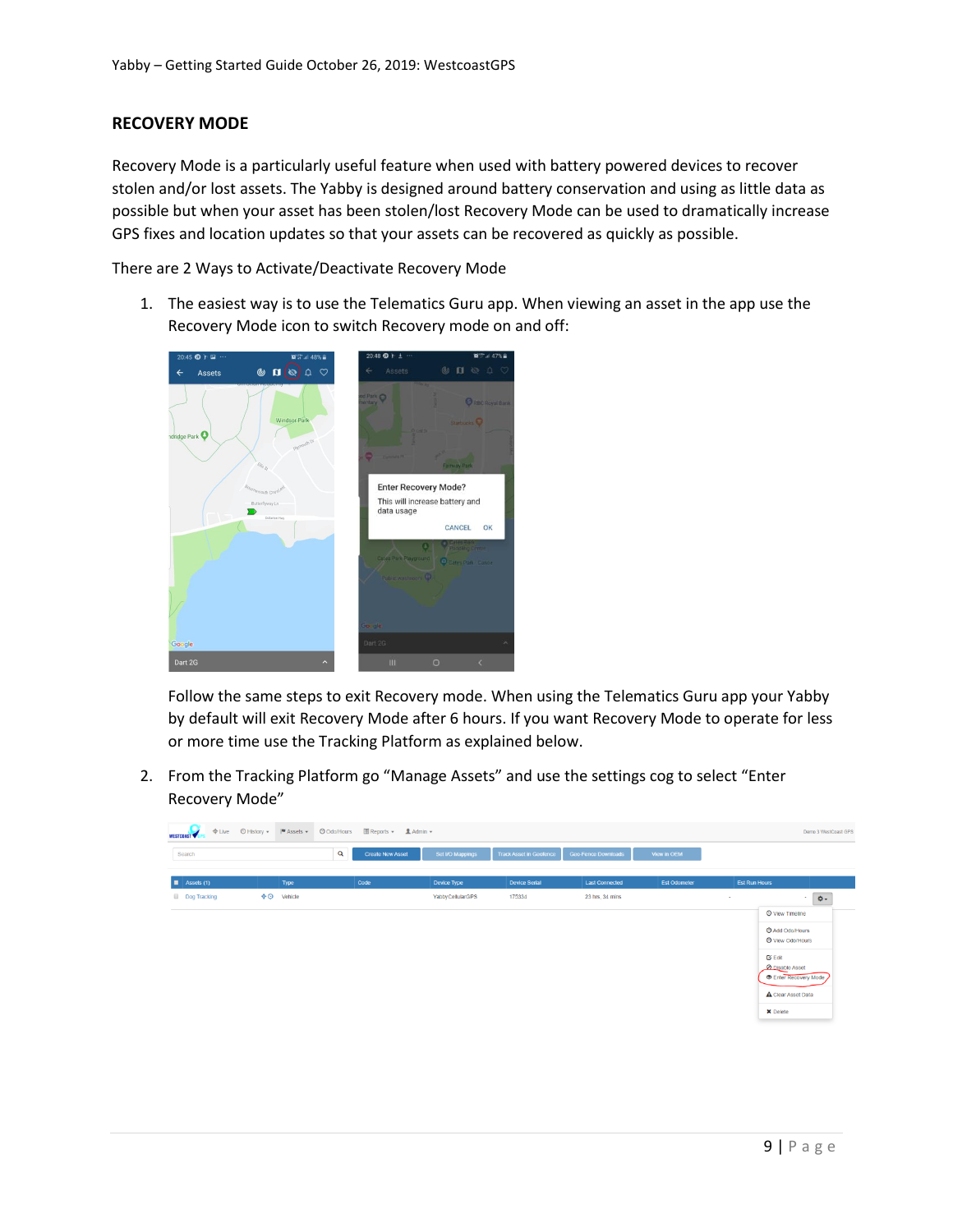## RECOVERY MODE

Recovery Mode is a particularly useful feature when used with battery powered devices to recover stolen and/or lost assets. The Yabby is designed around battery conservation and using as little data as possible but when your asset has been stolen/lost Recovery Mode can be used to dramatically increase GPS fixes and location updates so that your assets can be recovered as quickly as possible.

There are 2 Ways to Activate/Deactivate Recovery Mode

1. The easiest way is to use the Telematics Guru app. When viewing an asset in the app use the Recovery Mode icon to switch Recovery mode on and off:

   Follow the same steps to exit Recovery mode. When using the Telematics Guru app your Yabby by default will exit Recovery Mode after 6 hours. If you want Recovery Mode to operate for less or more time use the Tracking Platform as explained below.

2. From the Tracking Platform go "Manage Assets" and use the settings cog to select "Enter Recovery Mode"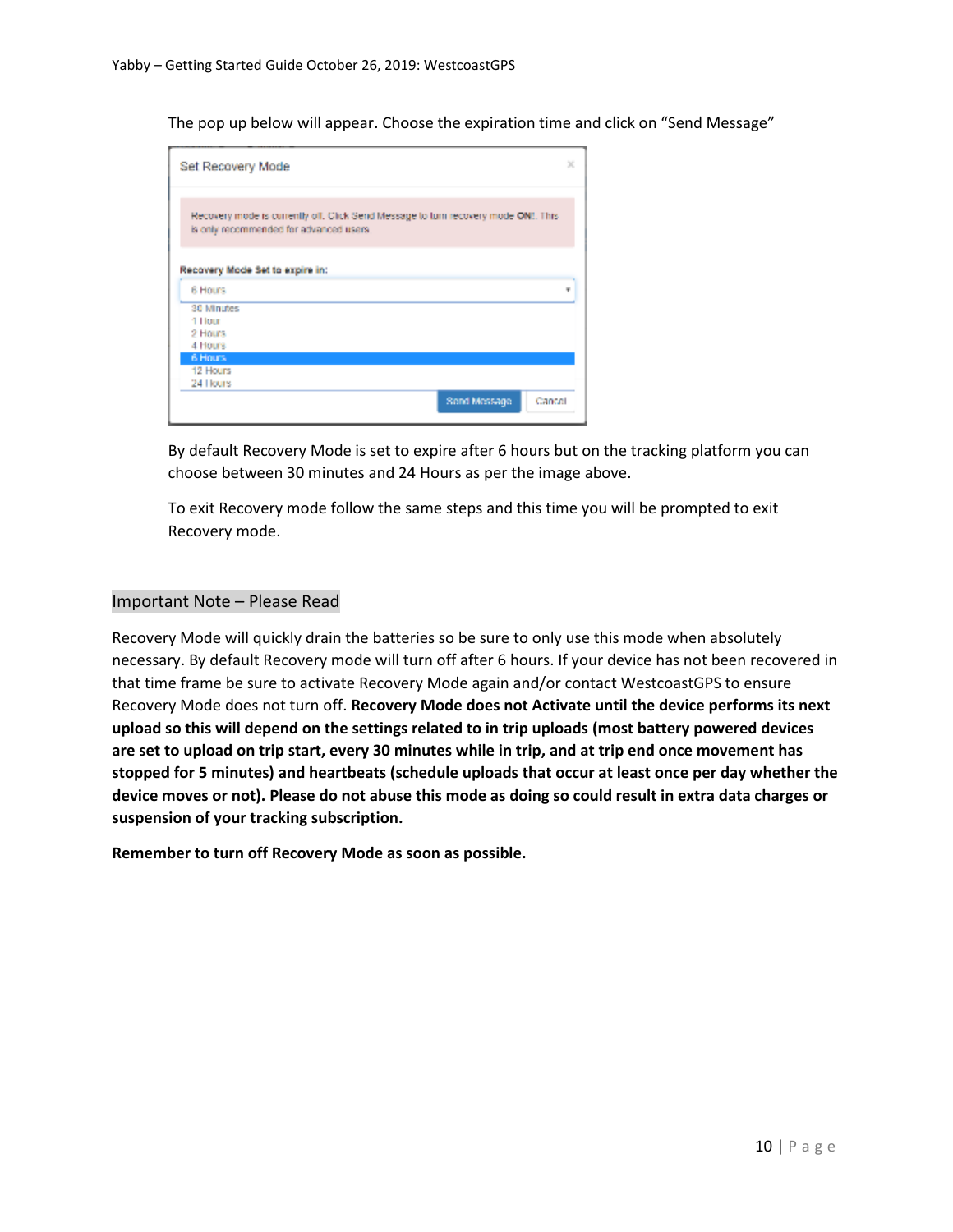The pop up below will appear. Choose the expiration time and click on "Send Message"

By default Recovery Mode is set to expire after 6 hours but on the tracking platform you can choose between 30 minutes and 24 Hours as per the image above.

To exit Recovery mode follow the same steps and this time you will be prompted to exit Recovery mode.

## Important Note – Please Read

Recovery Mode will quickly drain the batteries so be sure to only use this mode when absolutely necessary. By default Recovery mode will turn off after 6 hours. If your device has not been recovered in that time frame be sure to activate Recovery Mode again and/or contact WestcoastGPS to ensure Recovery Mode does not turn off. **Recovery Mode does not Activate until the device performs its next upload so this will depend on the settings related to in trip uploads (most battery powered devices are set to upload on trip start, every 30 minutes while in trip, and at trip end once movement has stopped for 5 minutes) and heartbeats (schedule uploads that occur at least once per day whether the device moves or not). Please do not abuse this mode as doing so could result in extra data charges or suspension of your tracking subscription.**

**Remember to turn off Recovery Mode as soon as possible.**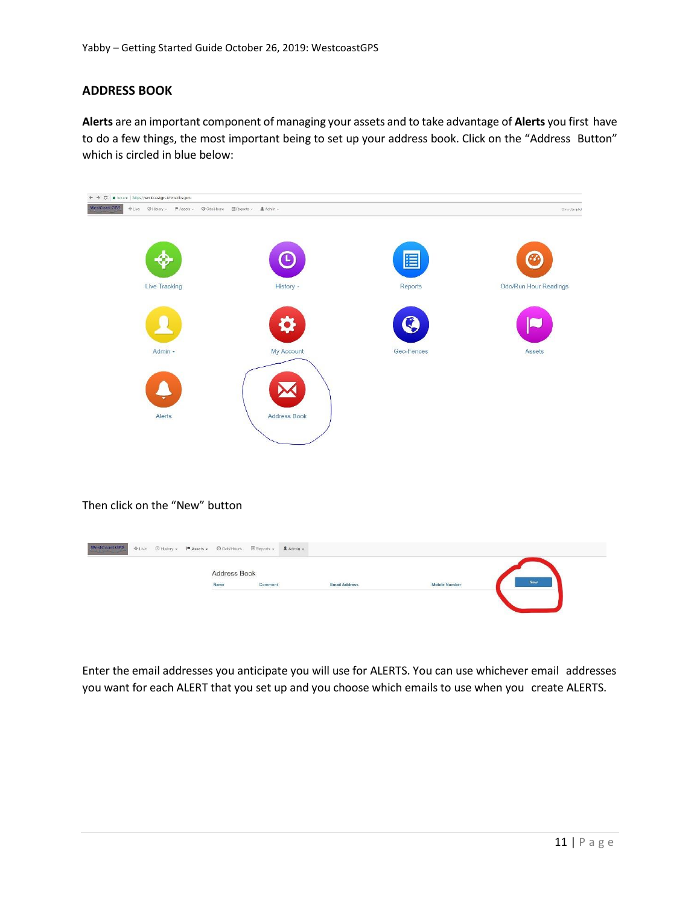## ADDRESS BOOK

**Alerts** are an important component of managing your assets and to take advantage of **Alerts** you first have to do a few things, the most important being to set up your address book. Click on the "Address Button" which is circled in blue below:

Then click on the "New" button

Enter the email addresses you anticipate you will use for ALERTS. You can use whichever email addresses you want for each ALERT that you set up and you choose which emails to use when you create ALERTS.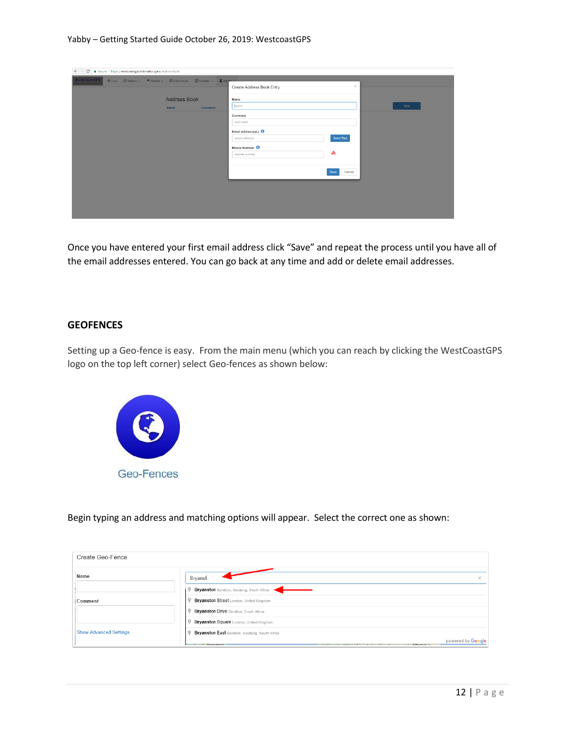Once you have entered your first email address click "Save" and repeat the process until you have all of the email addresses entered. You can go back at any time and add or delete email addresses.

## GEOFENCES

Setting up a Geo-fence is easy. From the main menu (which you can reach by clicking the WestCoastGPS logo on the top left corner) select Geo-fences as shown below:

Geo-Fences

Begin typing an address and matching options will appear. Select the correct one as shown: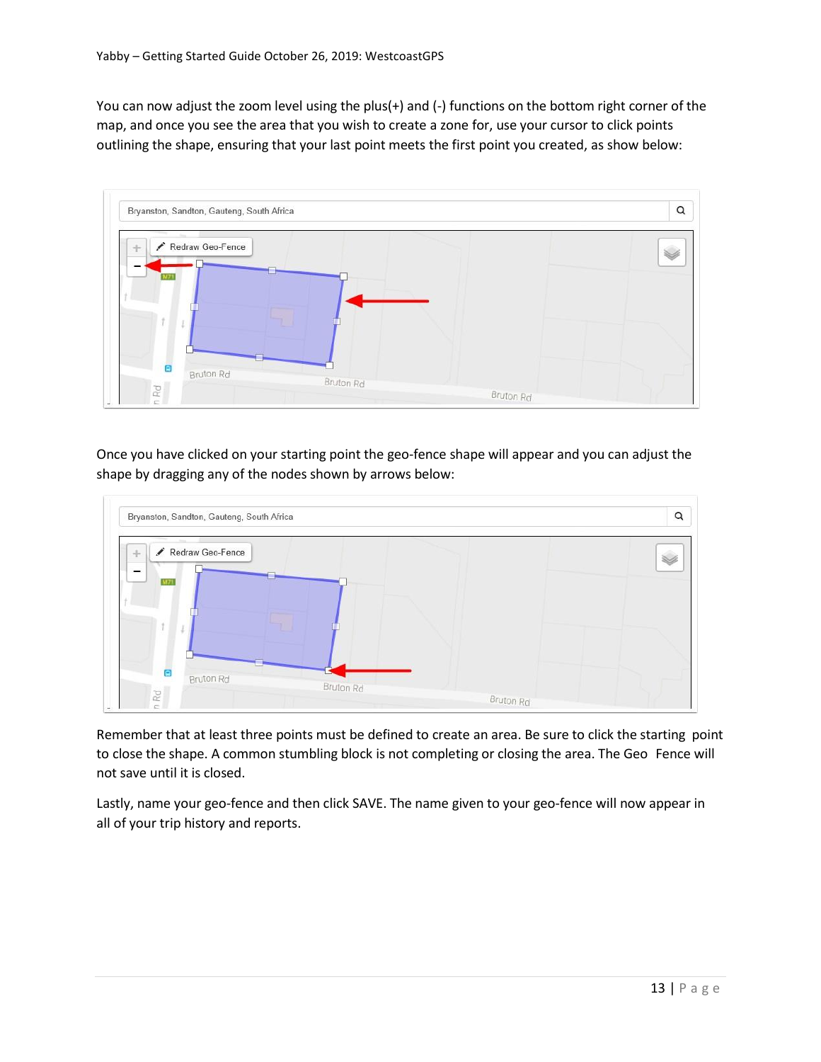You can now adjust the zoom level using the plus(+) and (-) functions on the bottom right corner of the map, and once you see the area that you wish to create a zone for, use your cursor to click points outlining the shape, ensuring that your last point meets the first point you created, as show below:

Once you have clicked on your starting point the geo-fence shape will appear and you can adjust the shape by dragging any of the nodes shown by arrows below:

Remember that at least three points must be defined to create an area. Be sure to click the starting point to close the shape. A common stumbling block is not completing or closing the area. The Geo Fence will not save until it is closed.

Lastly, name your geo-fence and then click SAVE. The name given to your geo-fence will now appear in all of your trip history and reports.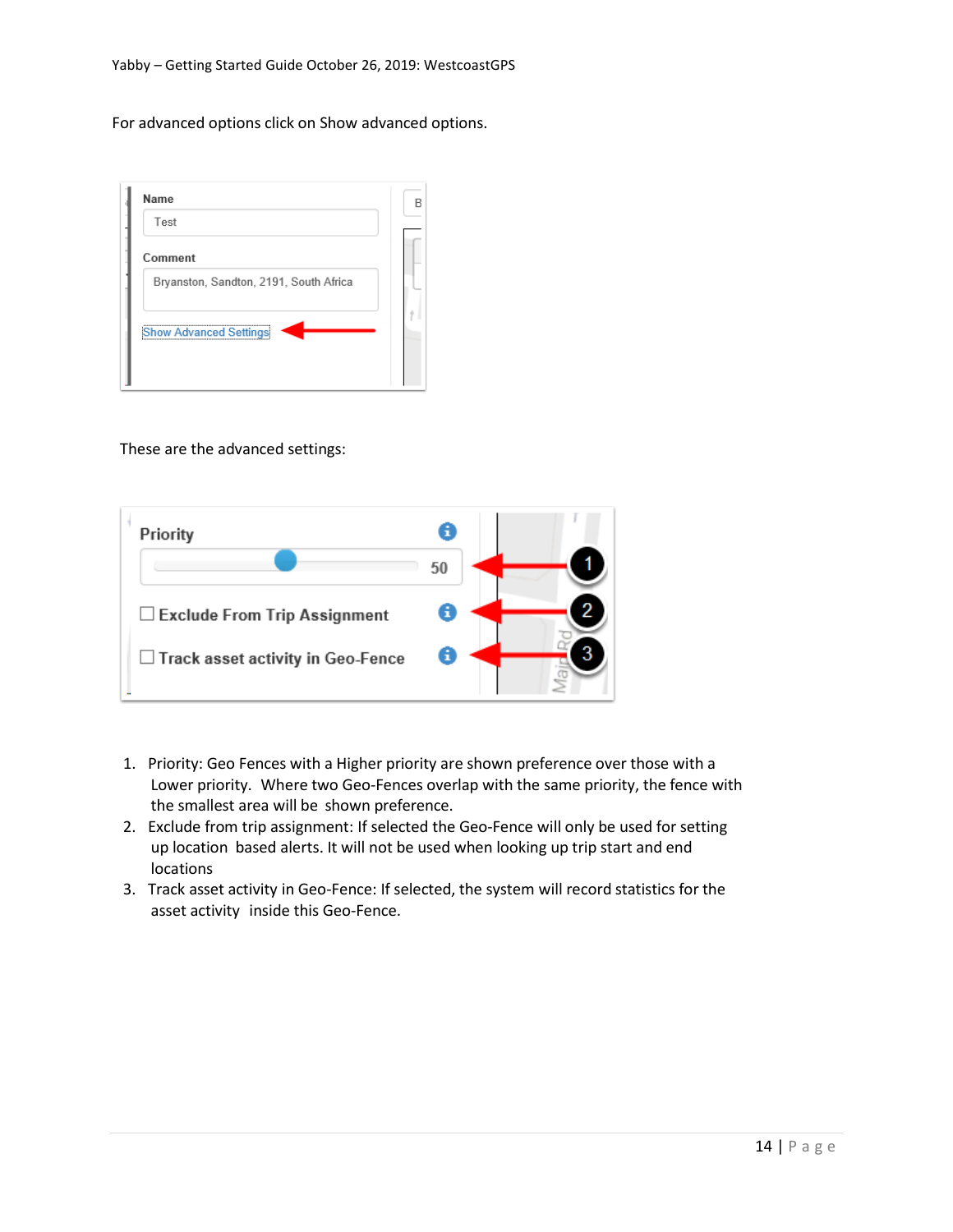For advanced options click on Show advanced options.

These are the advanced settings:

1. Priority: Geo Fences with a Higher priority are shown preference over those with a Lower priority. Where two Geo-Fences overlap with the same priority, the fence with the smallest area will be shown preference.
2. Exclude from trip assignment: If selected the Geo-Fence will only be used for setting up location based alerts. It will not be used when looking up trip start and end locations
3. Track asset activity in Geo-Fence: If selected, the system will record statistics for the asset activity inside this Geo-Fence.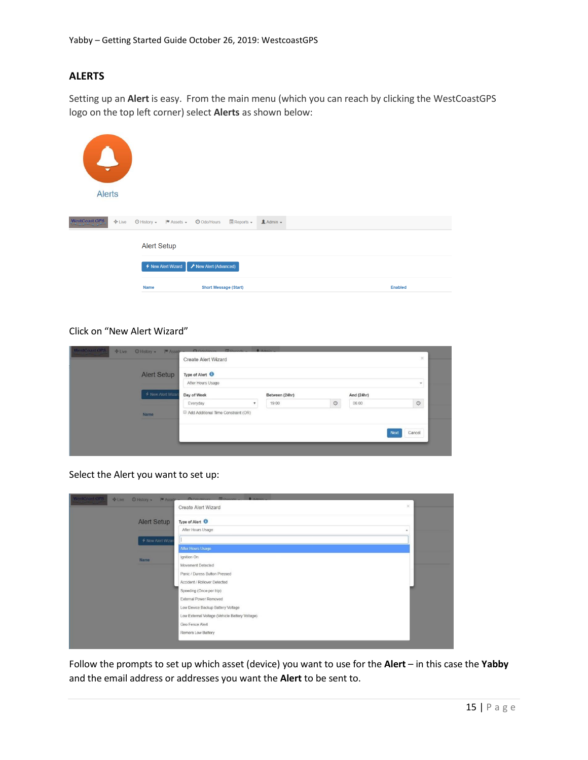## ALERTS

Setting up an **Alert** is easy. From the main menu (which you can reach by clicking the WestCoastGPS logo on the top left corner) select **Alerts** as shown below:

Click on "New Alert Wizard"

Select the Alert you want to set up:

Follow the prompts to set up which asset (device) you want to use for the **Alert** – in this case the **Yabby** and the email address or addresses you want the **Alert** to be sent to.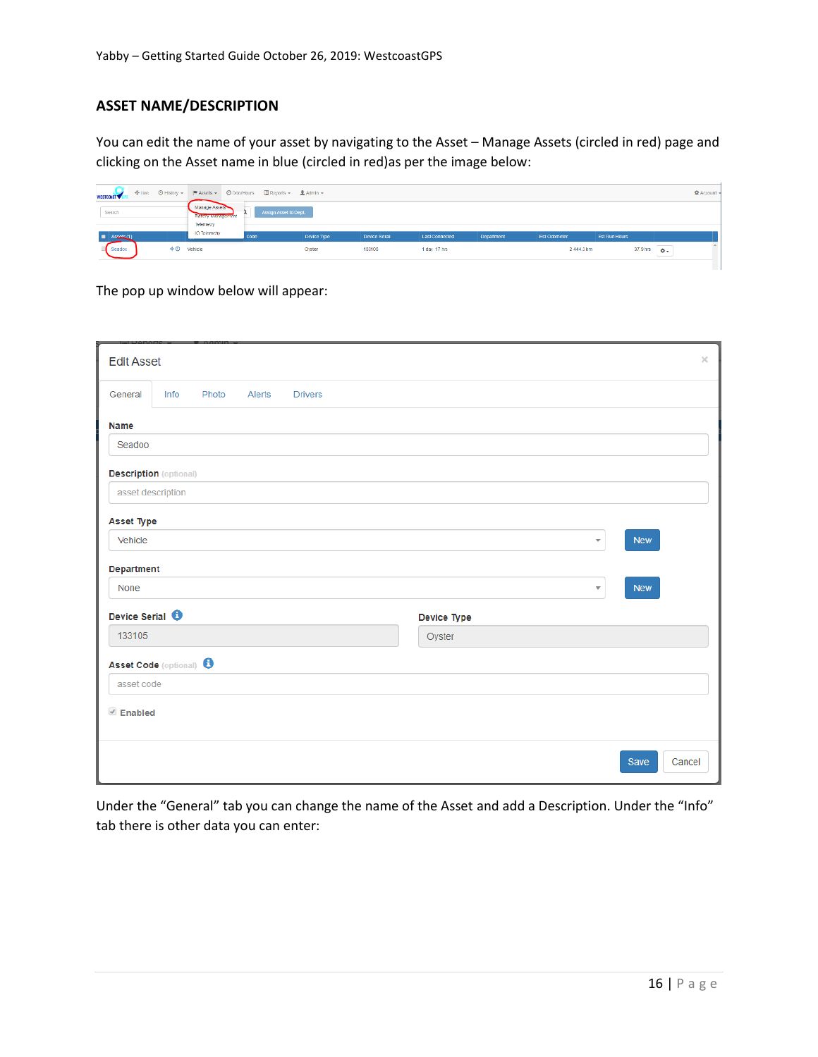## ASSET NAME/DESCRIPTION

You can edit the name of your asset by navigating to the Asset – Manage Assets (circled in red) page and clicking on the Asset name in blue (circled in red)as per the image below:

The pop up window below will appear:

Under the "General" tab you can change the name of the Asset and add a Description. Under the "Info" tab there is other data you can enter: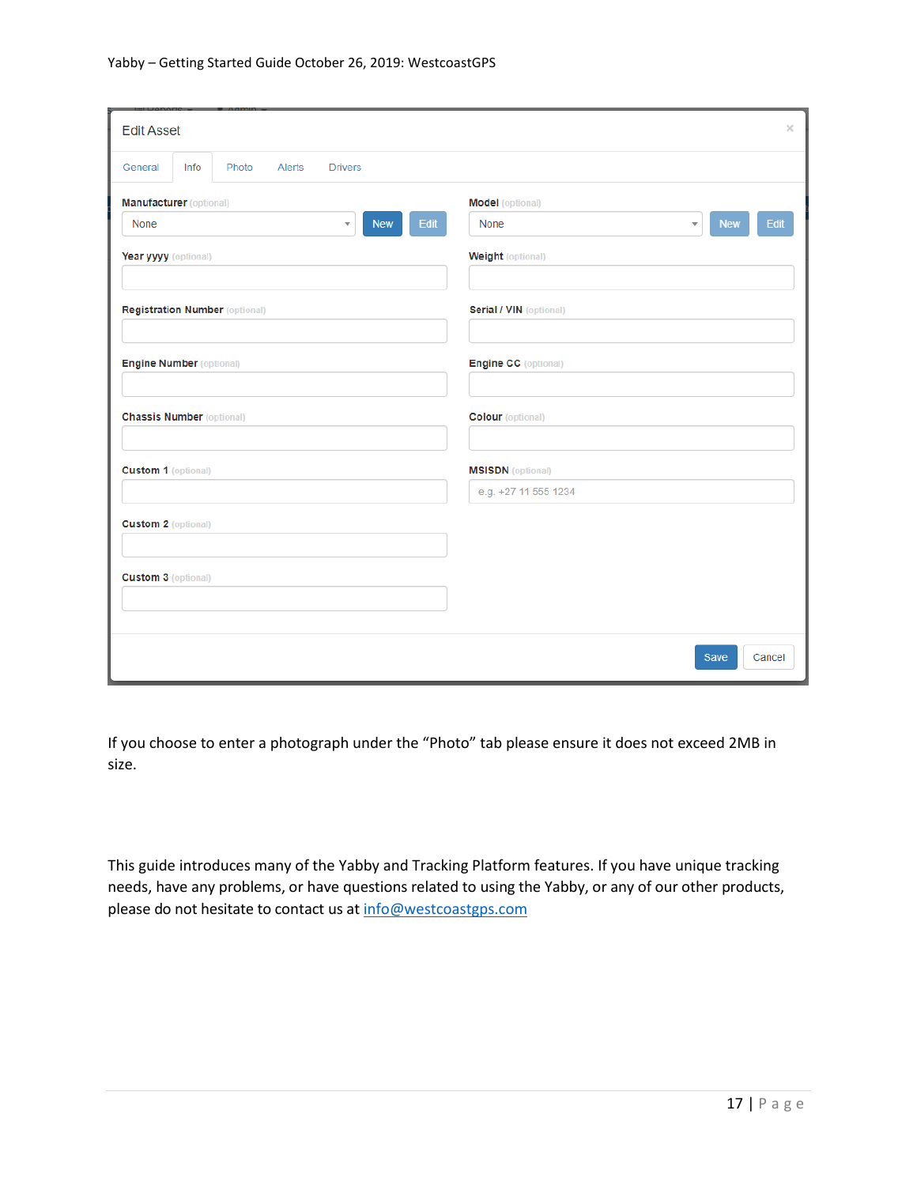Edit Asset

General | Info | Photo | Alerts | Drivers

Manufacturer (optional)

None | New | Edit

Model (optional)

None | New | Edit

Year yyyy (optional)

Weight (optional)

Registration Number (optional)

Serial / VIN (optional)

Engine Number (optional)

Engine CC (optional)

Chassis Number (optional)

Colour (optional)

Custom 1 (optional)

MSISDN (optional)

e.g. +27 11 555 1234

Custom 2 (optional)

Custom 3 (optional)

Save | Cancel

If you choose to enter a photograph under the "Photo" tab please ensure it does not exceed 2MB in size.

This guide introduces many of the Yabby and Tracking Platform features. If you have unique tracking needs, have any problems, or have questions related to using the Yabby, or any of our other products, please do not hesitate to contact us at info@westcoastgps.com